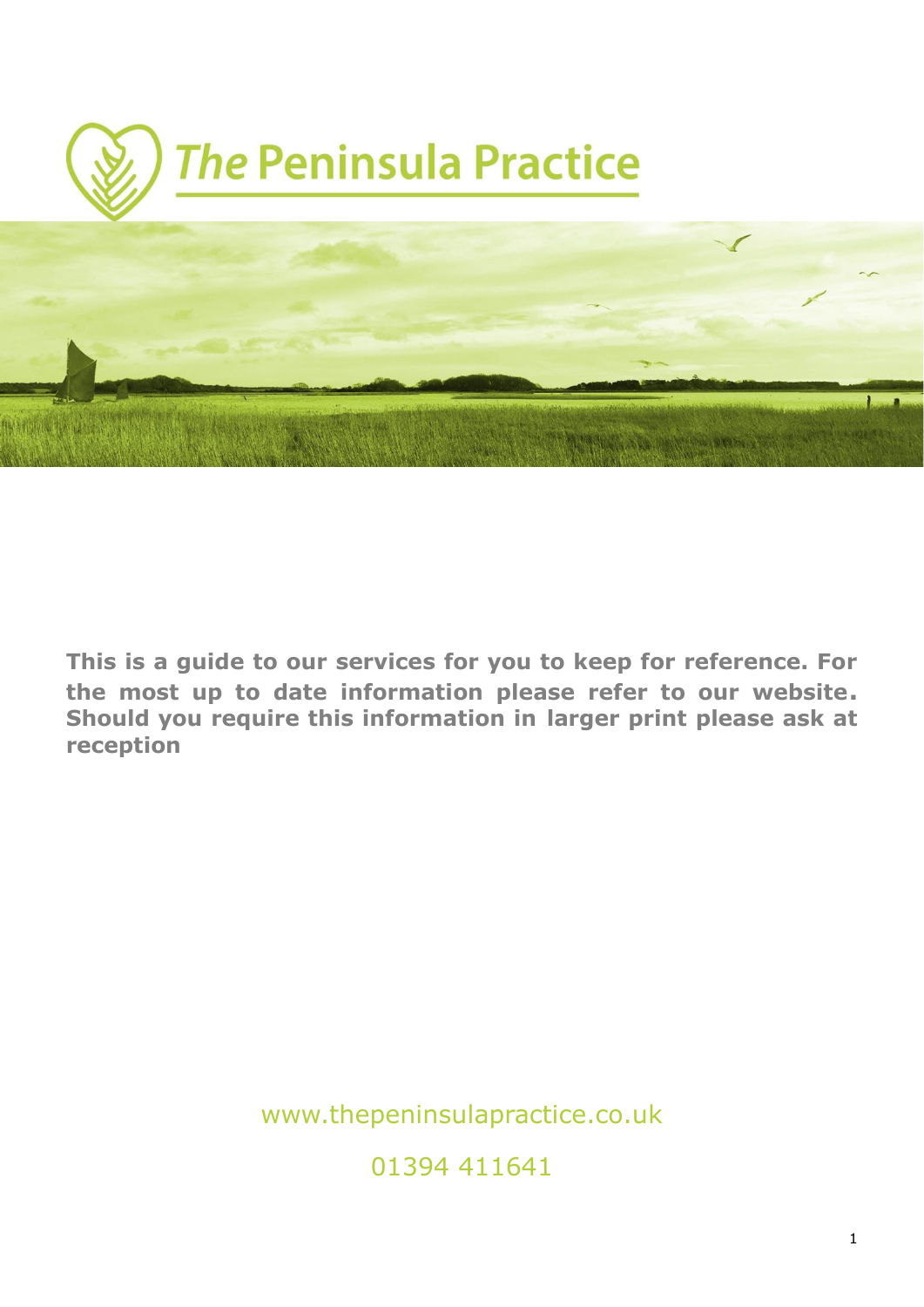# The Peninsula Practice

**This is a guide to our services for you to keep for reference. For the most up to date information please refer to our website. Should you require this information in larger print please ask at reception**

www.thepeninsulapractice.co.uk

01394 411641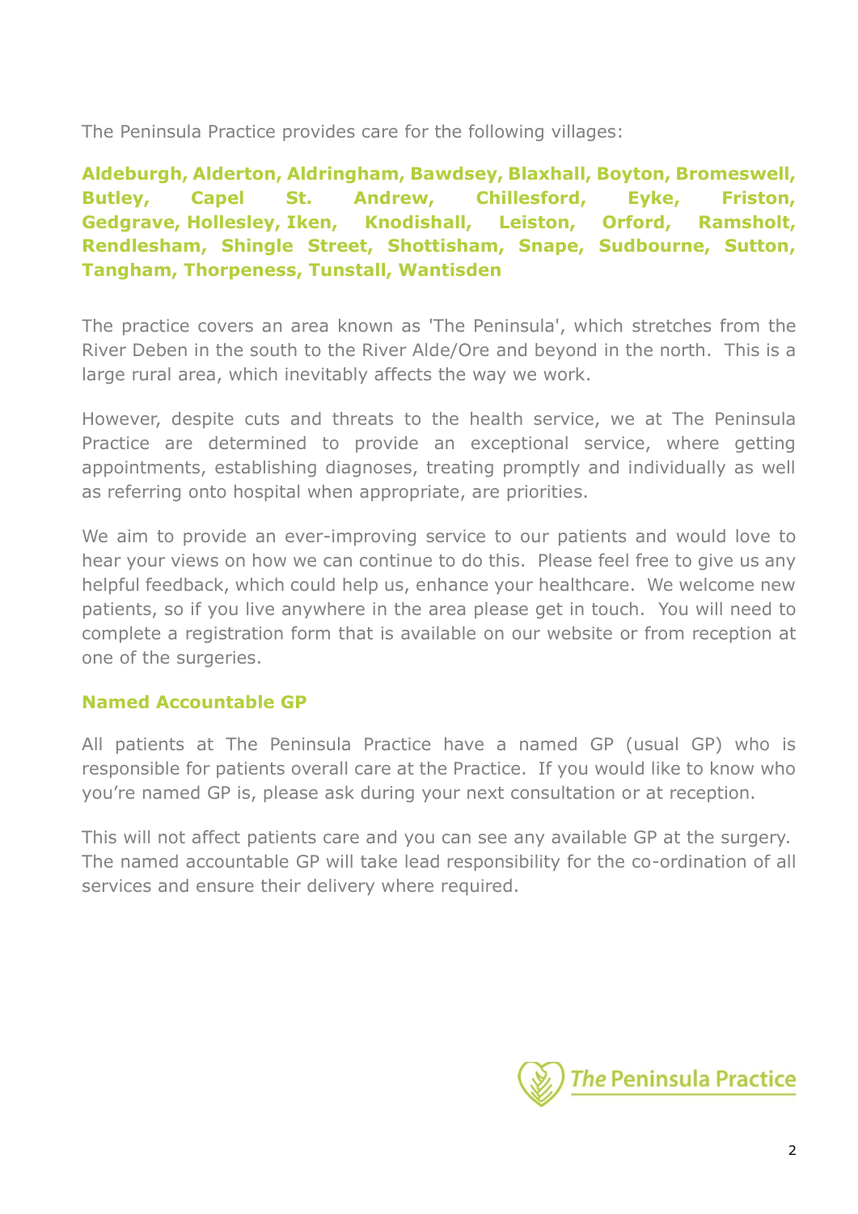The Peninsula Practice provides care for the following villages:

**Aldeburgh, Alderton, Aldringham, Bawdsey, Blaxhall, Boyton, Bromeswell, Butley, Capel St. Andrew, Chillesford, Eyke, Friston, Gedgrave, Hollesley, Iken, Knodishall, Leiston, Orford, Ramsholt, Rendlesham, Shingle Street, Shottisham, Snape, Sudbourne, Sutton, Tangham, Thorpeness, Tunstall, Wantisden**

The practice covers an area known as 'The Peninsula', which stretches from the River Deben in the south to the River Alde/Ore and beyond in the north. This is a large rural area, which inevitably affects the way we work.

However, despite cuts and threats to the health service, we at The Peninsula Practice are determined to provide an exceptional service, where getting appointments, establishing diagnoses, treating promptly and individually as well as referring onto hospital when appropriate, are priorities.

We aim to provide an ever-improving service to our patients and would love to hear your views on how we can continue to do this. Please feel free to give us any helpful feedback, which could help us, enhance your healthcare. We welcome new patients, so if you live anywhere in the area please get in touch. You will need to complete a registration form that is available on our website or from reception at one of the surgeries.

## Named Accountable GP

All patients at The Peninsula Practice have a named GP (usual GP) who is responsible for patients overall care at the Practice. If you would like to know who you're named GP is, please ask during your next consultation or at reception.

This will not affect patients care and you can see any available GP at the surgery. The named accountable GP will take lead responsibility for the co-ordination of all services and ensure their delivery where required.

The Peninsula Practice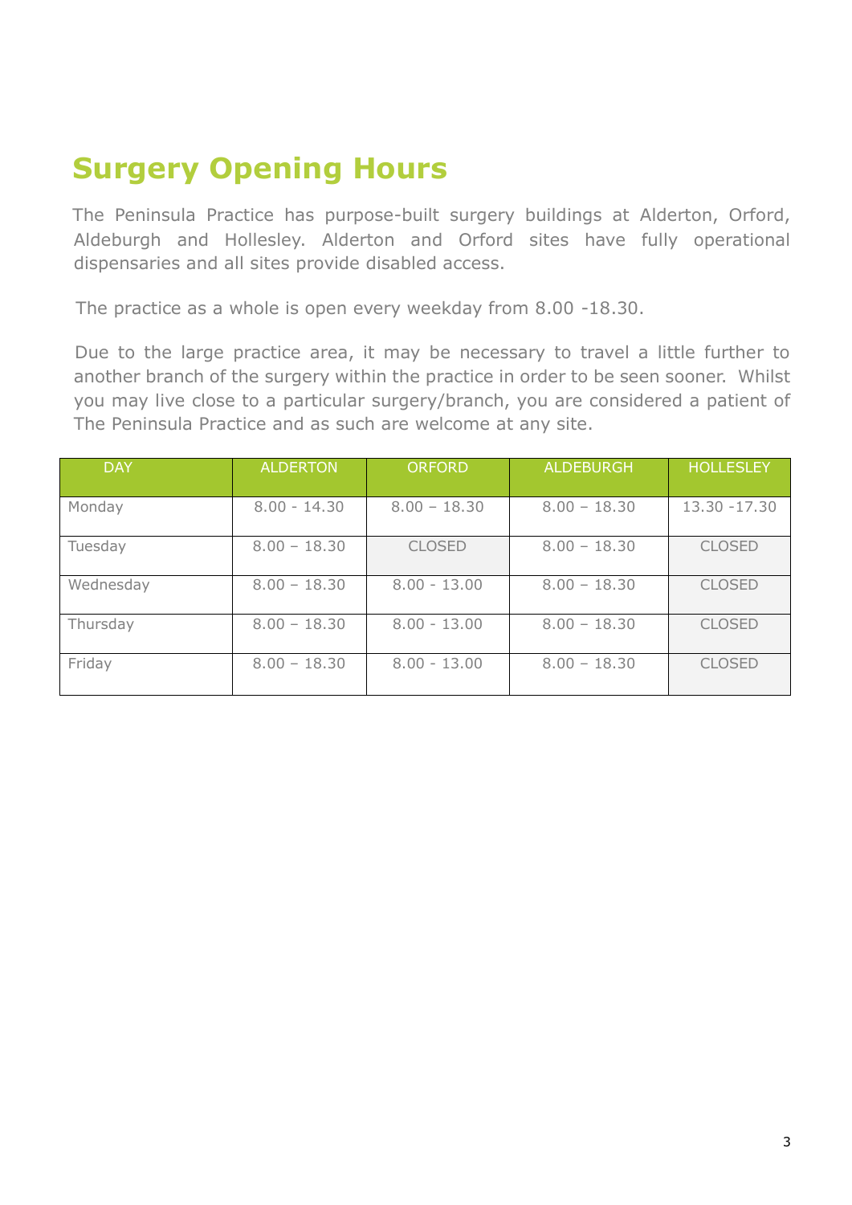# Surgery Opening Hours

The Peninsula Practice has purpose-built surgery buildings at Alderton, Orford, Aldeburgh and Hollesley. Alderton and Orford sites have fully operational dispensaries and all sites provide disabled access.

The practice as a whole is open every weekday from 8.00 -18.30.

Due to the large practice area, it may be necessary to travel a little further to another branch of the surgery within the practice in order to be seen sooner. Whilst you may live close to a particular surgery/branch, you are considered a patient of The Peninsula Practice and as such are welcome at any site.

| DAY | ALDERTON | ORFORD | ALDEBURGH | HOLLESLEY |
|---|---|---|---|---|
| Monday | 8.00 - 14.30 | 8.00 – 18.30 | 8.00 – 18.30 | 13.30 -17.30 |
| Tuesday | 8.00 – 18.30 | CLOSED | 8.00 – 18.30 | CLOSED |
| Wednesday | 8.00 – 18.30 | 8.00 - 13.00 | 8.00 – 18.30 | CLOSED |
| Thursday | 8.00 – 18.30 | 8.00 - 13.00 | 8.00 – 18.30 | CLOSED |
| Friday | 8.00 – 18.30 | 8.00 - 13.00 | 8.00 – 18.30 | CLOSED |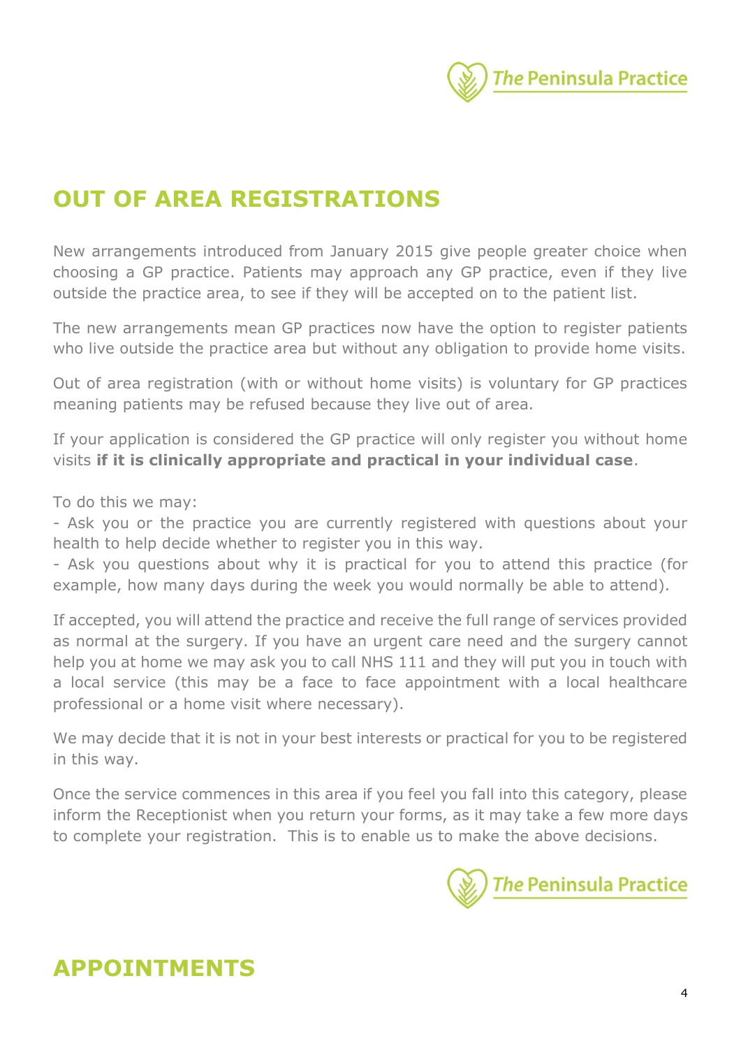## OUT OF AREA REGISTRATIONS

New arrangements introduced from January 2015 give people greater choice when choosing a GP practice. Patients may approach any GP practice, even if they live outside the practice area, to see if they will be accepted on to the patient list.

The new arrangements mean GP practices now have the option to register patients who live outside the practice area but without any obligation to provide home visits.

Out of area registration (with or without home visits) is voluntary for GP practices meaning patients may be refused because they live out of area.

If your application is considered the GP practice will only register you without home visits **if it is clinically appropriate and practical in your individual case**.

To do this we may:
- Ask you or the practice you are currently registered with questions about your health to help decide whether to register you in this way.
- Ask you questions about why it is practical for you to attend this practice (for example, how many days during the week you would normally be able to attend).

If accepted, you will attend the practice and receive the full range of services provided as normal at the surgery. If you have an urgent care need and the surgery cannot help you at home we may ask you to call NHS 111 and they will put you in touch with a local service (this may be a face to face appointment with a local healthcare professional or a home visit where necessary).

We may decide that it is not in your best interests or practical for you to be registered in this way.

Once the service commences in this area if you feel you fall into this category, please inform the Receptionist when you return your forms, as it may take a few more days to complete your registration. This is to enable us to make the above decisions.

## APPOINTMENTS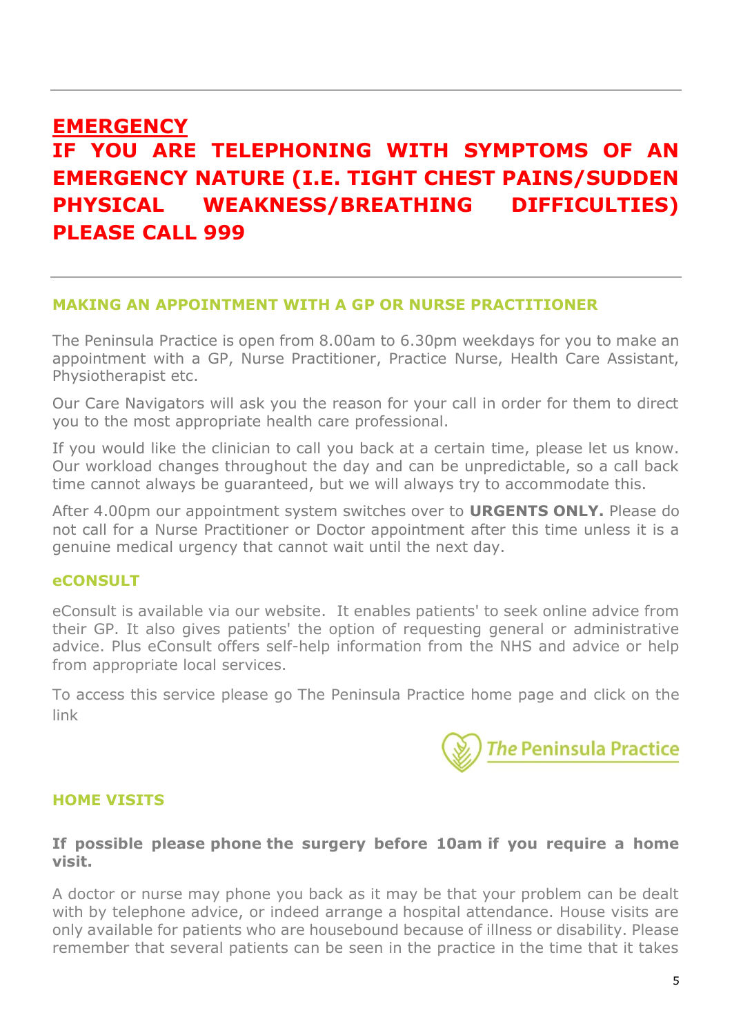# EMERGENCY

## IF YOU ARE TELEPHONING WITH SYMPTOMS OF AN EMERGENCY NATURE (I.E. TIGHT CHEST PAINS/SUDDEN PHYSICAL WEAKNESS/BREATHING DIFFICULTIES) PLEASE CALL 999

### MAKING AN APPOINTMENT WITH A GP OR NURSE PRACTITIONER

The Peninsula Practice is open from 8.00am to 6.30pm weekdays for you to make an appointment with a GP, Nurse Practitioner, Practice Nurse, Health Care Assistant, Physiotherapist etc.

Our Care Navigators will ask you the reason for your call in order for them to direct you to the most appropriate health care professional.

If you would like the clinician to call you back at a certain time, please let us know. Our workload changes throughout the day and can be unpredictable, so a call back time cannot always be guaranteed, but we will always try to accommodate this.

After 4.00pm our appointment system switches over to **URGENTS ONLY.** Please do not call for a Nurse Practitioner or Doctor appointment after this time unless it is a genuine medical urgency that cannot wait until the next day.

### eCONSULT

eConsult is available via our website. It enables patients' to seek online advice from their GP. It also gives patients' the option of requesting general or administrative advice. Plus eConsult offers self-help information from the NHS and advice or help from appropriate local services.

To access this service please go The Peninsula Practice home page and click on the link

*The* Peninsula Practice

### HOME VISITS

**If possible please phone the surgery before 10am if you require a home visit.**

A doctor or nurse may phone you back as it may be that your problem can be dealt with by telephone advice, or indeed arrange a hospital attendance. House visits are only available for patients who are housebound because of illness or disability. Please remember that several patients can be seen in the practice in the time that it takes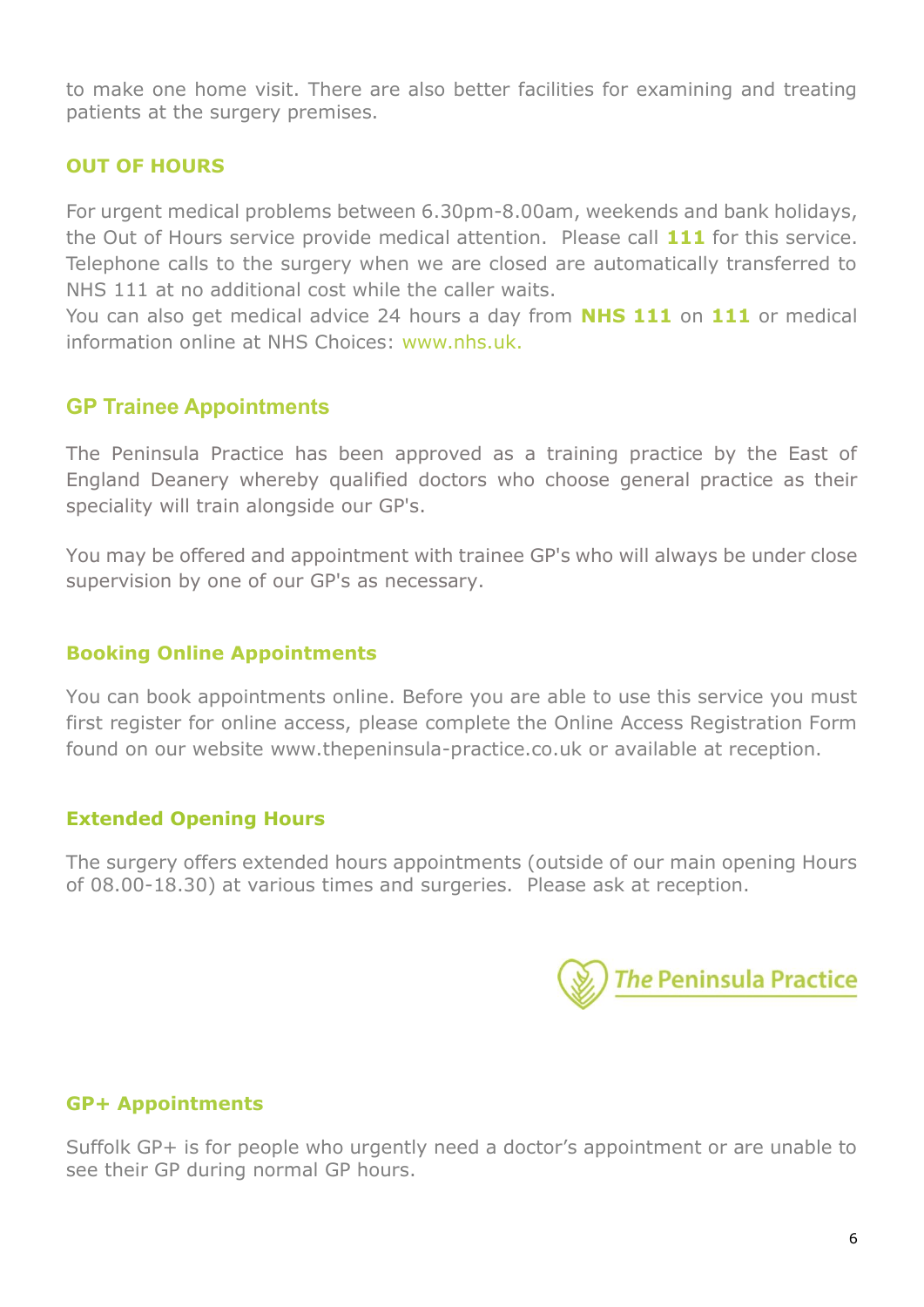to make one home visit. There are also better facilities for examining and treating patients at the surgery premises.

## OUT OF HOURS

For urgent medical problems between 6.30pm-8.00am, weekends and bank holidays, the Out of Hours service provide medical attention. Please call **111** for this service. Telephone calls to the surgery when we are closed are automatically transferred to NHS 111 at no additional cost while the caller waits.
You can also get medical advice 24 hours a day from **NHS 111** on **111** or medical information online at NHS Choices: www.nhs.uk.

## GP Trainee Appointments

The Peninsula Practice has been approved as a training practice by the East of England Deanery whereby qualified doctors who choose general practice as their speciality will train alongside our GP's.

You may be offered and appointment with trainee GP's who will always be under close supervision by one of our GP's as necessary.

## Booking Online Appointments

You can book appointments online. Before you are able to use this service you must first register for online access, please complete the Online Access Registration Form found on our website www.thepeninsula-practice.co.uk or available at reception.

## Extended Opening Hours

The surgery offers extended hours appointments (outside of our main opening Hours of 08.00-18.30) at various times and surgeries. Please ask at reception.

*The* Peninsula Practice

## GP+ Appointments

Suffolk GP+ is for people who urgently need a doctor's appointment or are unable to see their GP during normal GP hours.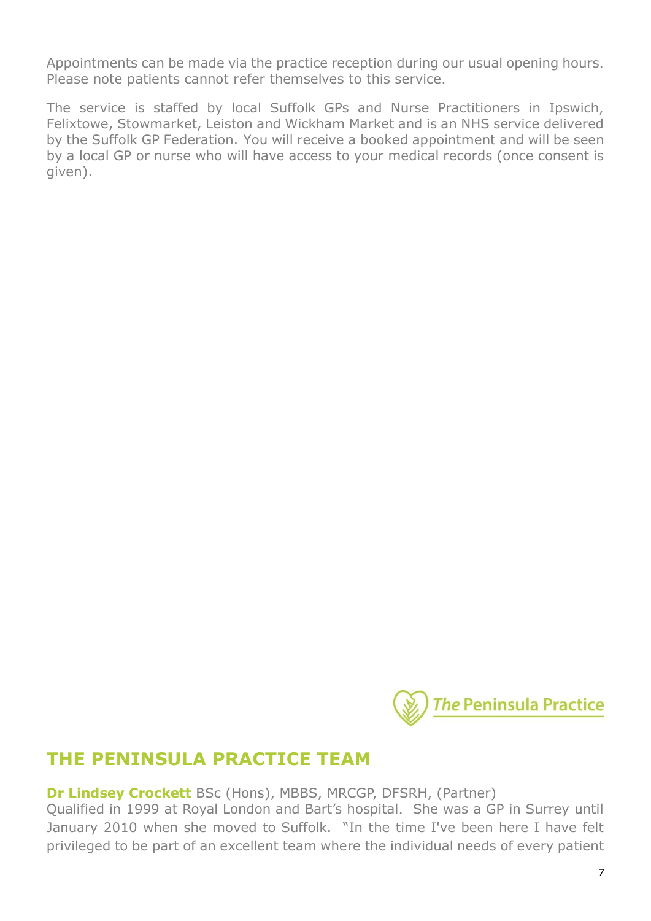Appointments can be made via the practice reception during our usual opening hours. Please note patients cannot refer themselves to this service.

The service is staffed by local Suffolk GPs and Nurse Practitioners in Ipswich, Felixtowe, Stowmarket, Leiston and Wickham Market and is an NHS service delivered by the Suffolk GP Federation. You will receive a booked appointment and will be seen by a local GP or nurse who will have access to your medical records (once consent is given).

## THE PENINSULA PRACTICE TEAM

**Dr Lindsey Crockett** BSc (Hons), MBBS, MRCGP, DFSRH, (Partner)
Qualified in 1999 at Royal London and Bart's hospital. She was a GP in Surrey until January 2010 when she moved to Suffolk. "In the time I've been here I have felt privileged to be part of an excellent team where the individual needs of every patient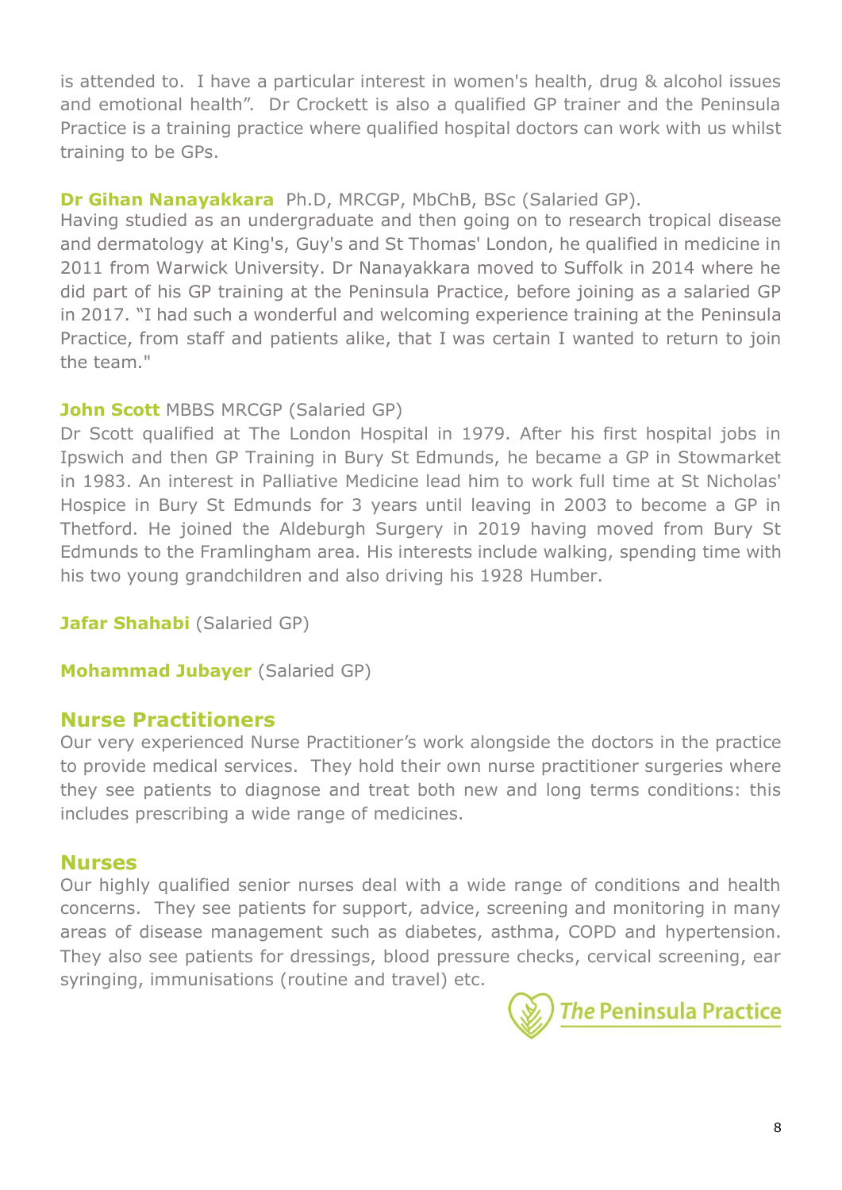is attended to. I have a particular interest in women's health, drug & alcohol issues and emotional health". Dr Crockett is also a qualified GP trainer and the Peninsula Practice is a training practice where qualified hospital doctors can work with us whilst training to be GPs.

**Dr Gihan Nanayakkara** Ph.D, MRCGP, MbChB, BSc (Salaried GP).
Having studied as an undergraduate and then going on to research tropical disease and dermatology at King's, Guy's and St Thomas' London, he qualified in medicine in 2011 from Warwick University. Dr Nanayakkara moved to Suffolk in 2014 where he did part of his GP training at the Peninsula Practice, before joining as a salaried GP in 2017. "I had such a wonderful and welcoming experience training at the Peninsula Practice, from staff and patients alike, that I was certain I wanted to return to join the team."

**John Scott** MBBS MRCGP (Salaried GP)
Dr Scott qualified at The London Hospital in 1979. After his first hospital jobs in Ipswich and then GP Training in Bury St Edmunds, he became a GP in Stowmarket in 1983. An interest in Palliative Medicine lead him to work full time at St Nicholas' Hospice in Bury St Edmunds for 3 years until leaving in 2003 to become a GP in Thetford. He joined the Aldeburgh Surgery in 2019 having moved from Bury St Edmunds to the Framlingham area. His interests include walking, spending time with his two young grandchildren and also driving his 1928 Humber.

**Jafar Shahabi** (Salaried GP)

**Mohammad Jubayer** (Salaried GP)

## Nurse Practitioners

Our very experienced Nurse Practitioner's work alongside the doctors in the practice to provide medical services. They hold their own nurse practitioner surgeries where they see patients to diagnose and treat both new and long terms conditions: this includes prescribing a wide range of medicines.

## Nurses

Our highly qualified senior nurses deal with a wide range of conditions and health concerns. They see patients for support, advice, screening and monitoring in many areas of disease management such as diabetes, asthma, COPD and hypertension. They also see patients for dressings, blood pressure checks, cervical screening, ear syringing, immunisations (routine and travel) etc.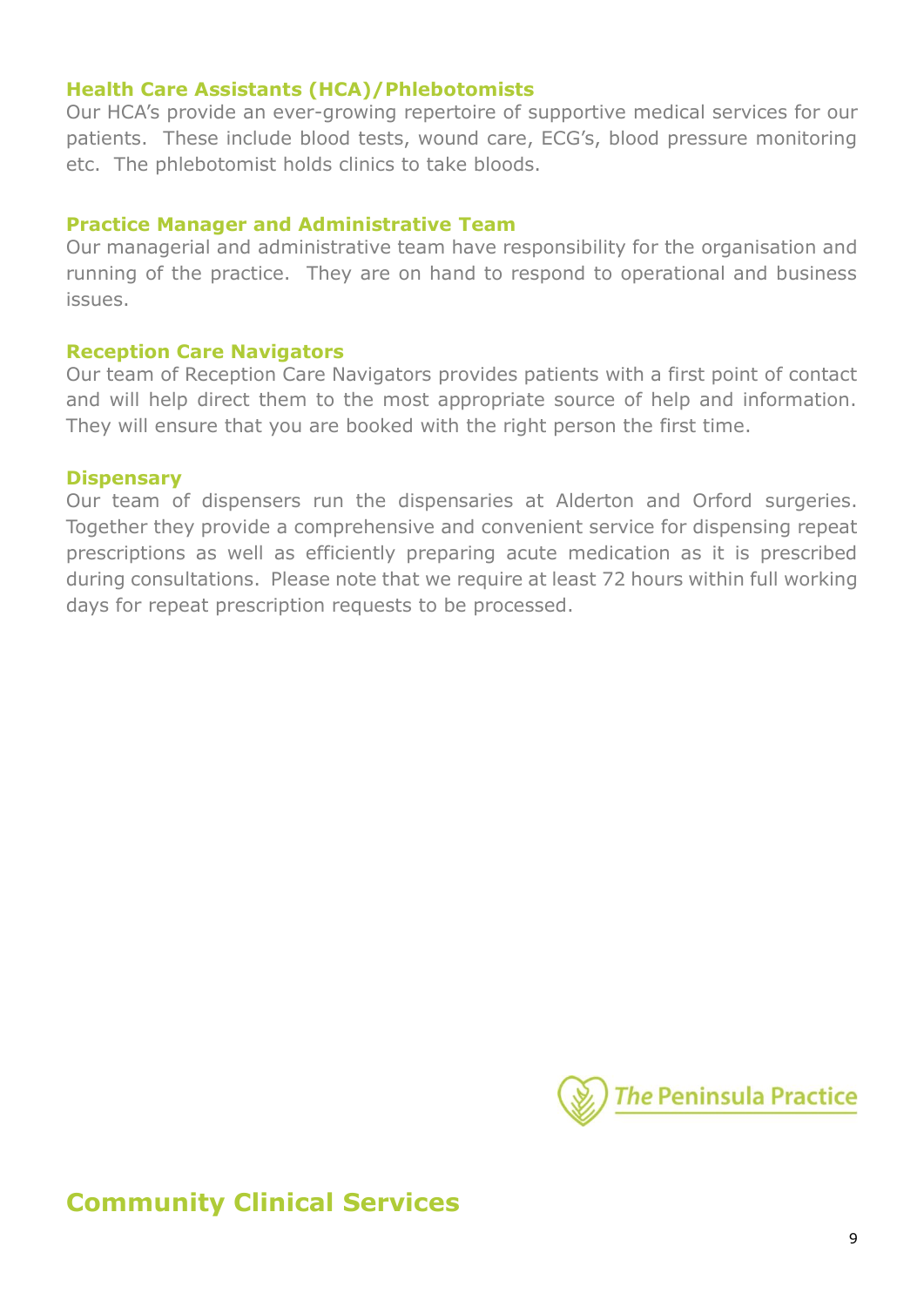### Health Care Assistants (HCA)/Phlebotomists

Our HCA's provide an ever-growing repertoire of supportive medical services for our patients. These include blood tests, wound care, ECG's, blood pressure monitoring etc. The phlebotomist holds clinics to take bloods.

### Practice Manager and Administrative Team

Our managerial and administrative team have responsibility for the organisation and running of the practice. They are on hand to respond to operational and business issues.

### Reception Care Navigators

Our team of Reception Care Navigators provides patients with a first point of contact and will help direct them to the most appropriate source of help and information. They will ensure that you are booked with the right person the first time.

### Dispensary

Our team of dispensers run the dispensaries at Alderton and Orford surgeries. Together they provide a comprehensive and convenient service for dispensing repeat prescriptions as well as efficiently preparing acute medication as it is prescribed during consultations. Please note that we require at least 72 hours within full working days for repeat prescription requests to be processed.

*The* Peninsula Practice

## Community Clinical Services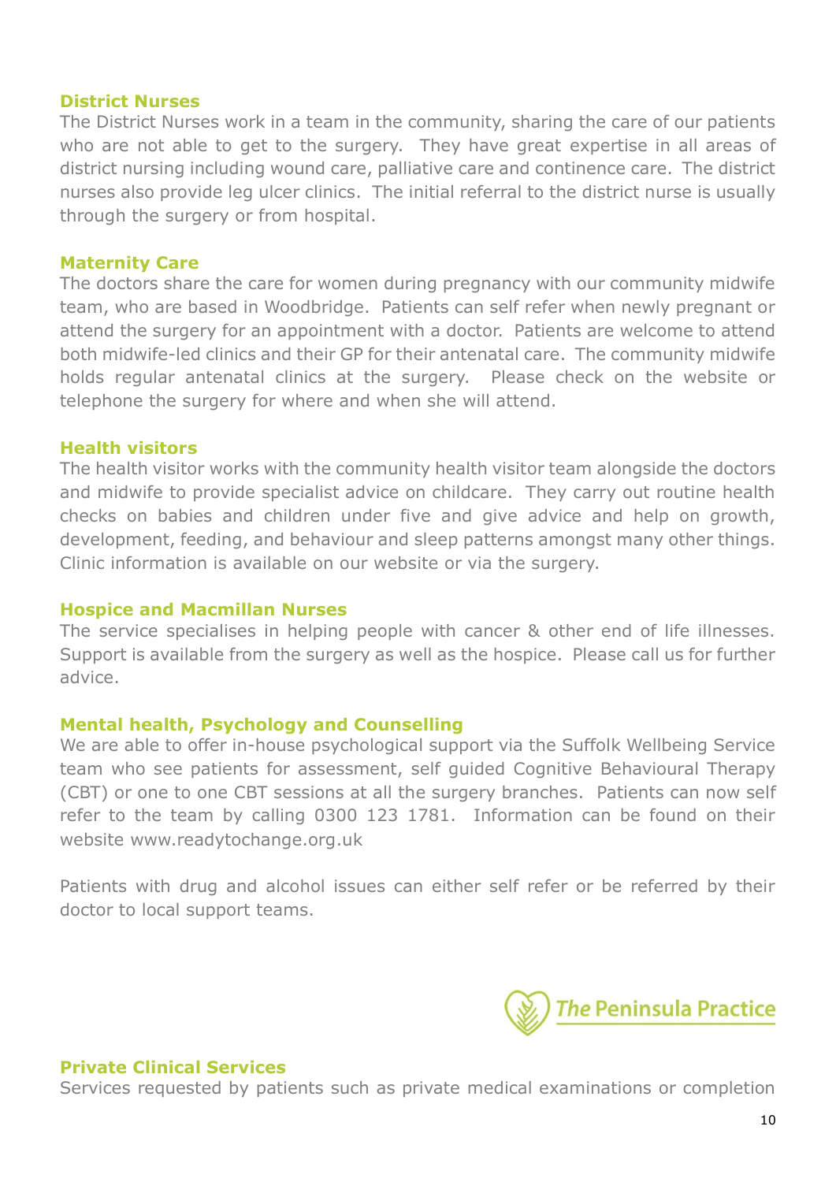### District Nurses

The District Nurses work in a team in the community, sharing the care of our patients who are not able to get to the surgery. They have great expertise in all areas of district nursing including wound care, palliative care and continence care. The district nurses also provide leg ulcer clinics. The initial referral to the district nurse is usually through the surgery or from hospital.

### Maternity Care

The doctors share the care for women during pregnancy with our community midwife team, who are based in Woodbridge. Patients can self refer when newly pregnant or attend the surgery for an appointment with a doctor. Patients are welcome to attend both midwife-led clinics and their GP for their antenatal care. The community midwife holds regular antenatal clinics at the surgery. Please check on the website or telephone the surgery for where and when she will attend.

### Health visitors

The health visitor works with the community health visitor team alongside the doctors and midwife to provide specialist advice on childcare. They carry out routine health checks on babies and children under five and give advice and help on growth, development, feeding, and behaviour and sleep patterns amongst many other things. Clinic information is available on our website or via the surgery.

### Hospice and Macmillan Nurses

The service specialises in helping people with cancer & other end of life illnesses. Support is available from the surgery as well as the hospice. Please call us for further advice.

### Mental health, Psychology and Counselling

We are able to offer in-house psychological support via the Suffolk Wellbeing Service team who see patients for assessment, self guided Cognitive Behavioural Therapy (CBT) or one to one CBT sessions at all the surgery branches. Patients can now self refer to the team by calling 0300 123 1781. Information can be found on their website www.readytochange.org.uk

Patients with drug and alcohol issues can either self refer or be referred by their doctor to local support teams.

The Peninsula Practice

### Private Clinical Services

Services requested by patients such as private medical examinations or completion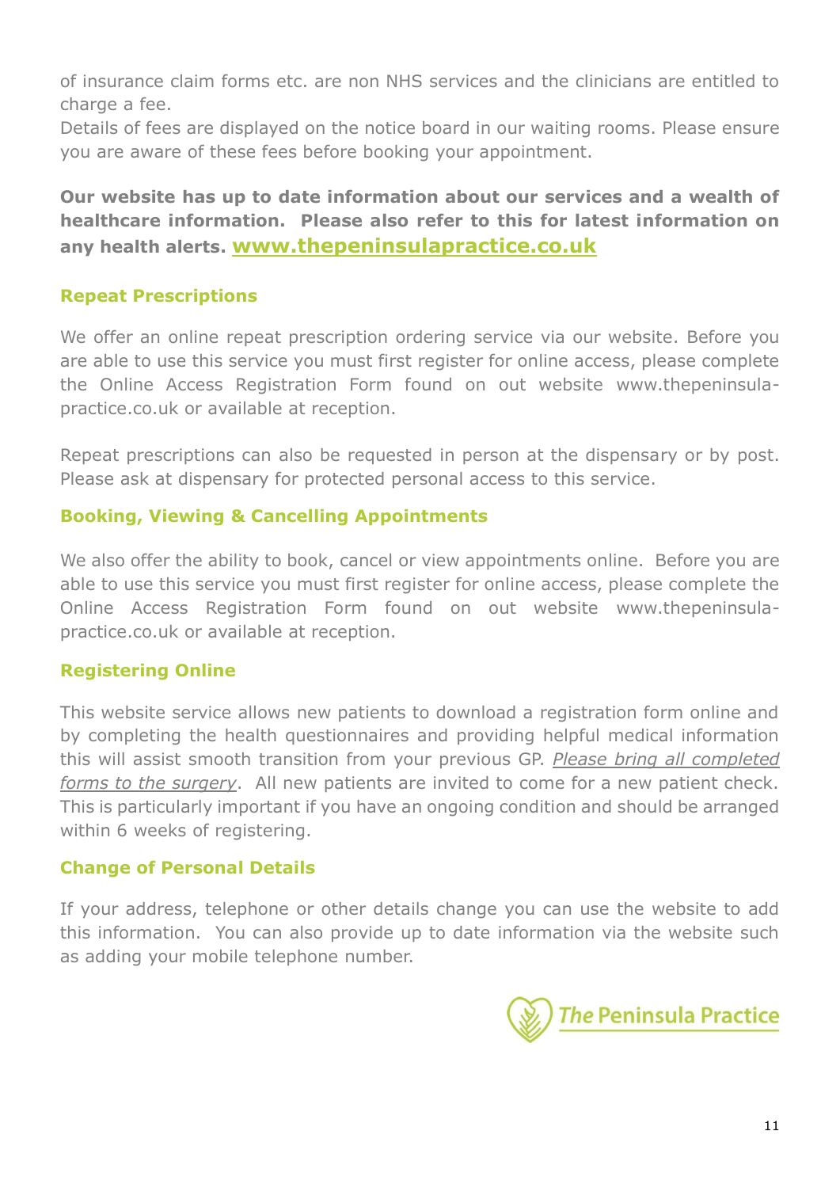of insurance claim forms etc. are non NHS services and the clinicians are entitled to charge a fee.
Details of fees are displayed on the notice board in our waiting rooms. Please ensure you are aware of these fees before booking your appointment.

**Our website has up to date information about our services and a wealth of healthcare information. Please also refer to this for latest information on any health alerts. www.thepeninsulapractice.co.uk**

## Repeat Prescriptions

We offer an online repeat prescription ordering service via our website. Before you are able to use this service you must first register for online access, please complete the Online Access Registration Form found on out website www.thepeninsula-practice.co.uk or available at reception.

Repeat prescriptions can also be requested in person at the dispensary or by post. Please ask at dispensary for protected personal access to this service.

## Booking, Viewing & Cancelling Appointments

We also offer the ability to book, cancel or view appointments online. Before you are able to use this service you must first register for online access, please complete the Online Access Registration Form found on out website www.thepeninsula-practice.co.uk or available at reception.

## Registering Online

This website service allows new patients to download a registration form online and by completing the health questionnaires and providing helpful medical information this will assist smooth transition from your previous GP. *Please bring all completed forms to the surgery*. All new patients are invited to come for a new patient check. This is particularly important if you have an ongoing condition and should be arranged within 6 weeks of registering.

## Change of Personal Details

If your address, telephone or other details change you can use the website to add this information. You can also provide up to date information via the website such as adding your mobile telephone number.

The Peninsula Practice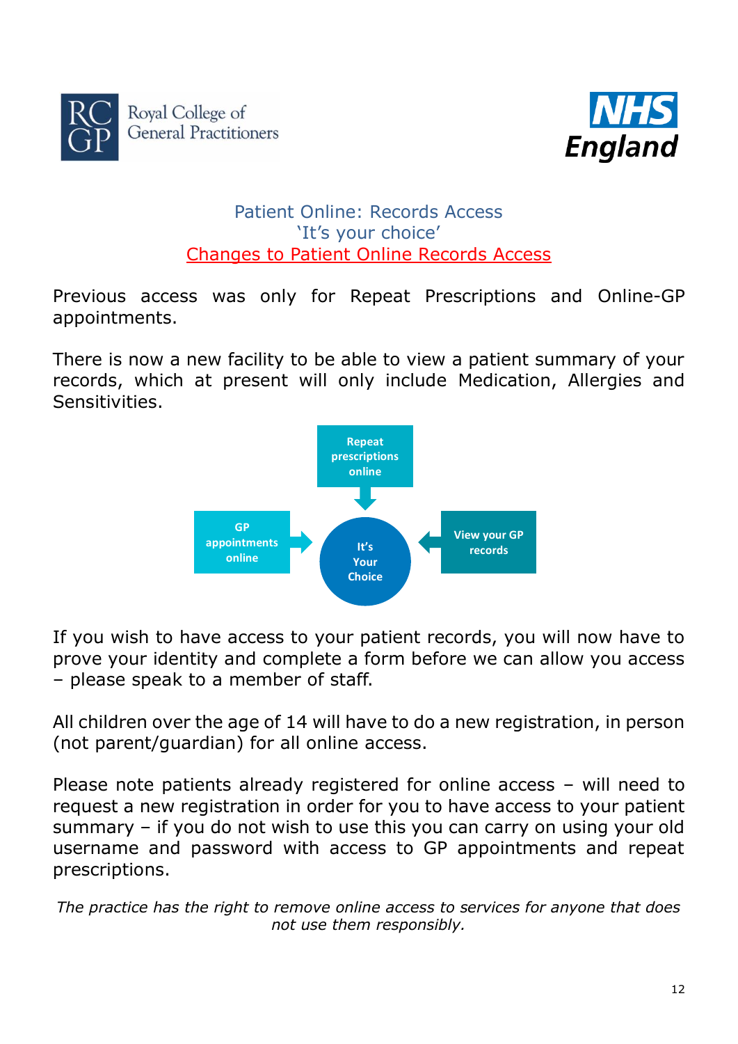Royal College of General Practitioners

NHS England

## Patient Online: Records Access
## 'It's your choice'
## Changes to Patient Online Records Access

Previous access was only for Repeat Prescriptions and Online-GP appointments.

There is now a new facility to be able to view a patient summary of your records, which at present will only include Medication, Allergies and Sensitivities.

Repeat prescriptions online

GP appointments online

It's Your Choice

View your GP records

If you wish to have access to your patient records, you will now have to prove your identity and complete a form before we can allow you access – please speak to a member of staff.

All children over the age of 14 will have to do a new registration, in person (not parent/guardian) for all online access.

Please note patients already registered for online access – will need to request a new registration in order for you to have access to your patient summary – if you do not wish to use this you can carry on using your old username and password with access to GP appointments and repeat prescriptions.

*The practice has the right to remove online access to services for anyone that does not use them responsibly.*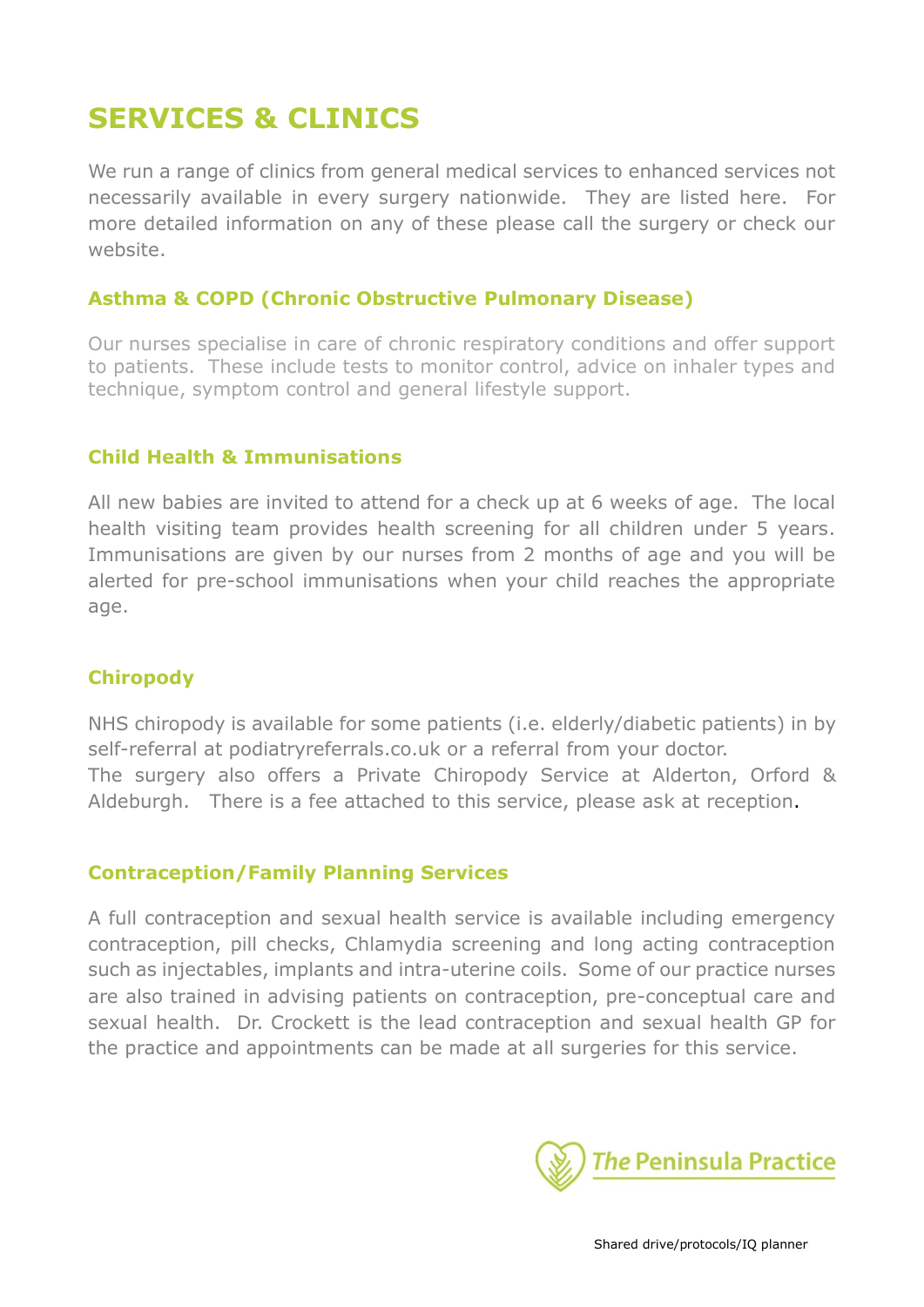# SERVICES & CLINICS

We run a range of clinics from general medical services to enhanced services not necessarily available in every surgery nationwide. They are listed here. For more detailed information on any of these please call the surgery or check our website.

### Asthma & COPD (Chronic Obstructive Pulmonary Disease)

Our nurses specialise in care of chronic respiratory conditions and offer support to patients. These include tests to monitor control, advice on inhaler types and technique, symptom control and general lifestyle support.

### Child Health & Immunisations

All new babies are invited to attend for a check up at 6 weeks of age. The local health visiting team provides health screening for all children under 5 years. Immunisations are given by our nurses from 2 months of age and you will be alerted for pre-school immunisations when your child reaches the appropriate age.

### Chiropody

NHS chiropody is available for some patients (i.e. elderly/diabetic patients) in by self-referral at podiatryreferrals.co.uk or a referral from your doctor.
The surgery also offers a Private Chiropody Service at Alderton, Orford & Aldeburgh. There is a fee attached to this service, please ask at reception.

### Contraception/Family Planning Services

A full contraception and sexual health service is available including emergency contraception, pill checks, Chlamydia screening and long acting contraception such as injectables, implants and intra-uterine coils. Some of our practice nurses are also trained in advising patients on contraception, pre-conceptual care and sexual health. Dr. Crockett is the lead contraception and sexual health GP for the practice and appointments can be made at all surgeries for this service.

The Peninsula Practice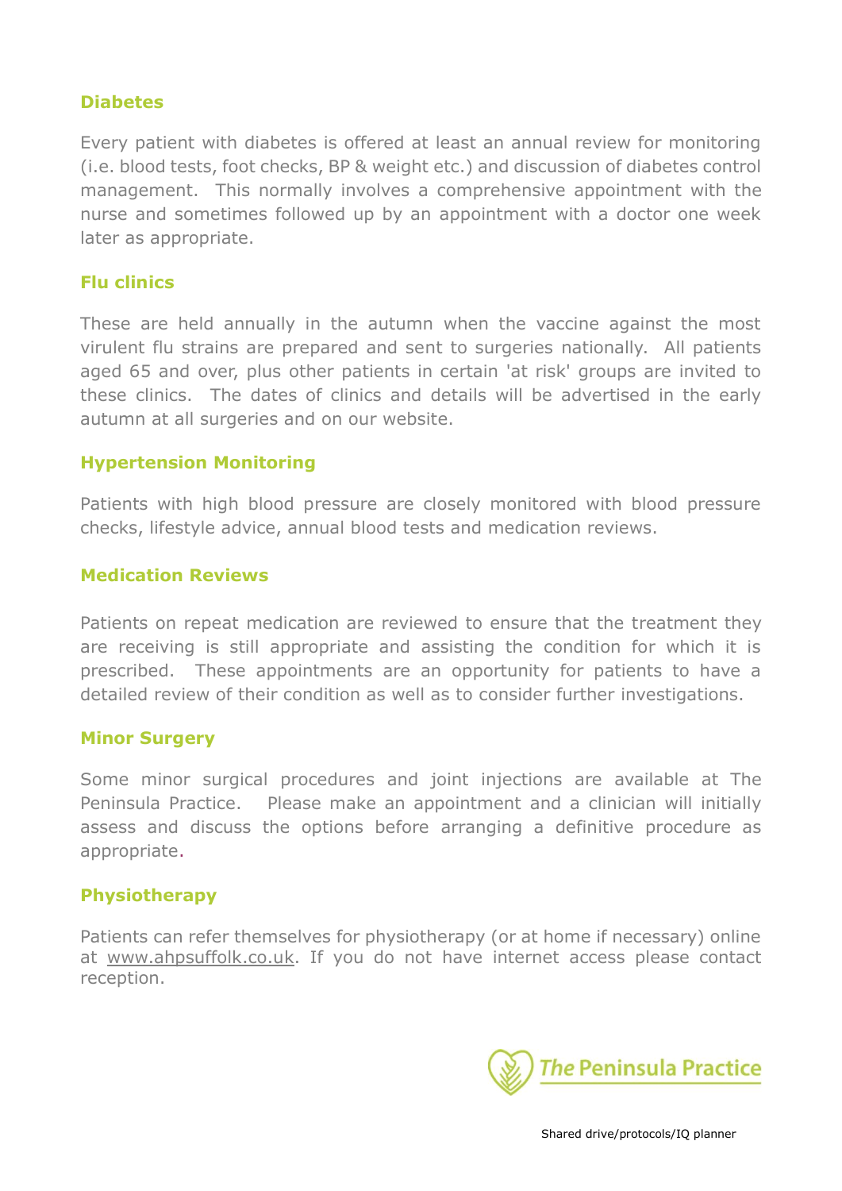### Diabetes

Every patient with diabetes is offered at least an annual review for monitoring (i.e. blood tests, foot checks, BP & weight etc.) and discussion of diabetes control management. This normally involves a comprehensive appointment with the nurse and sometimes followed up by an appointment with a doctor one week later as appropriate.

### Flu clinics

These are held annually in the autumn when the vaccine against the most virulent flu strains are prepared and sent to surgeries nationally. All patients aged 65 and over, plus other patients in certain 'at risk' groups are invited to these clinics. The dates of clinics and details will be advertised in the early autumn at all surgeries and on our website.

### Hypertension Monitoring

Patients with high blood pressure are closely monitored with blood pressure checks, lifestyle advice, annual blood tests and medication reviews.

### Medication Reviews

Patients on repeat medication are reviewed to ensure that the treatment they are receiving is still appropriate and assisting the condition for which it is prescribed. These appointments are an opportunity for patients to have a detailed review of their condition as well as to consider further investigations.

### Minor Surgery

Some minor surgical procedures and joint injections are available at The Peninsula Practice. Please make an appointment and a clinician will initially assess and discuss the options before arranging a definitive procedure as appropriate.

### Physiotherapy

Patients can refer themselves for physiotherapy (or at home if necessary) online at www.ahpsuffolk.co.uk. If you do not have internet access please contact reception.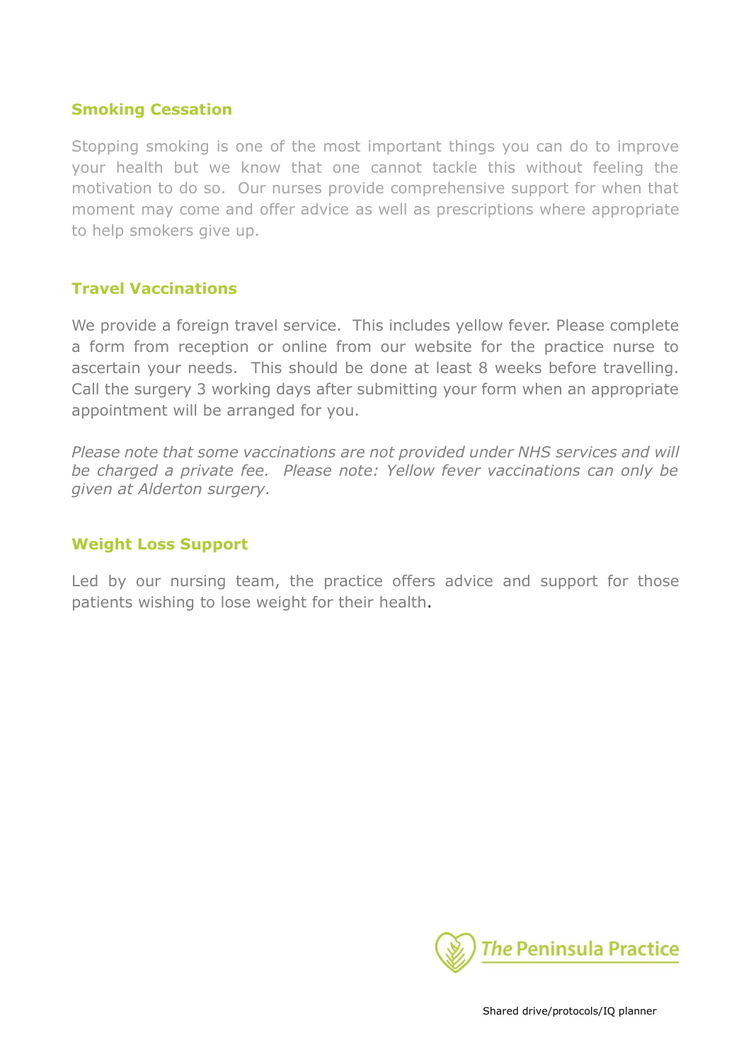## Smoking Cessation

Stopping smoking is one of the most important things you can do to improve your health but we know that one cannot tackle this without feeling the motivation to do so. Our nurses provide comprehensive support for when that moment may come and offer advice as well as prescriptions where appropriate to help smokers give up.

## Travel Vaccinations

We provide a foreign travel service. This includes yellow fever. Please complete a form from reception or online from our website for the practice nurse to ascertain your needs. This should be done at least 8 weeks before travelling. Call the surgery 3 working days after submitting your form when an appropriate appointment will be arranged for you.

*Please note that some vaccinations are not provided under NHS services and will be charged a private fee. Please note: Yellow fever vaccinations can only be given at Alderton surgery.*

## Weight Loss Support

Led by our nursing team, the practice offers advice and support for those patients wishing to lose weight for their health.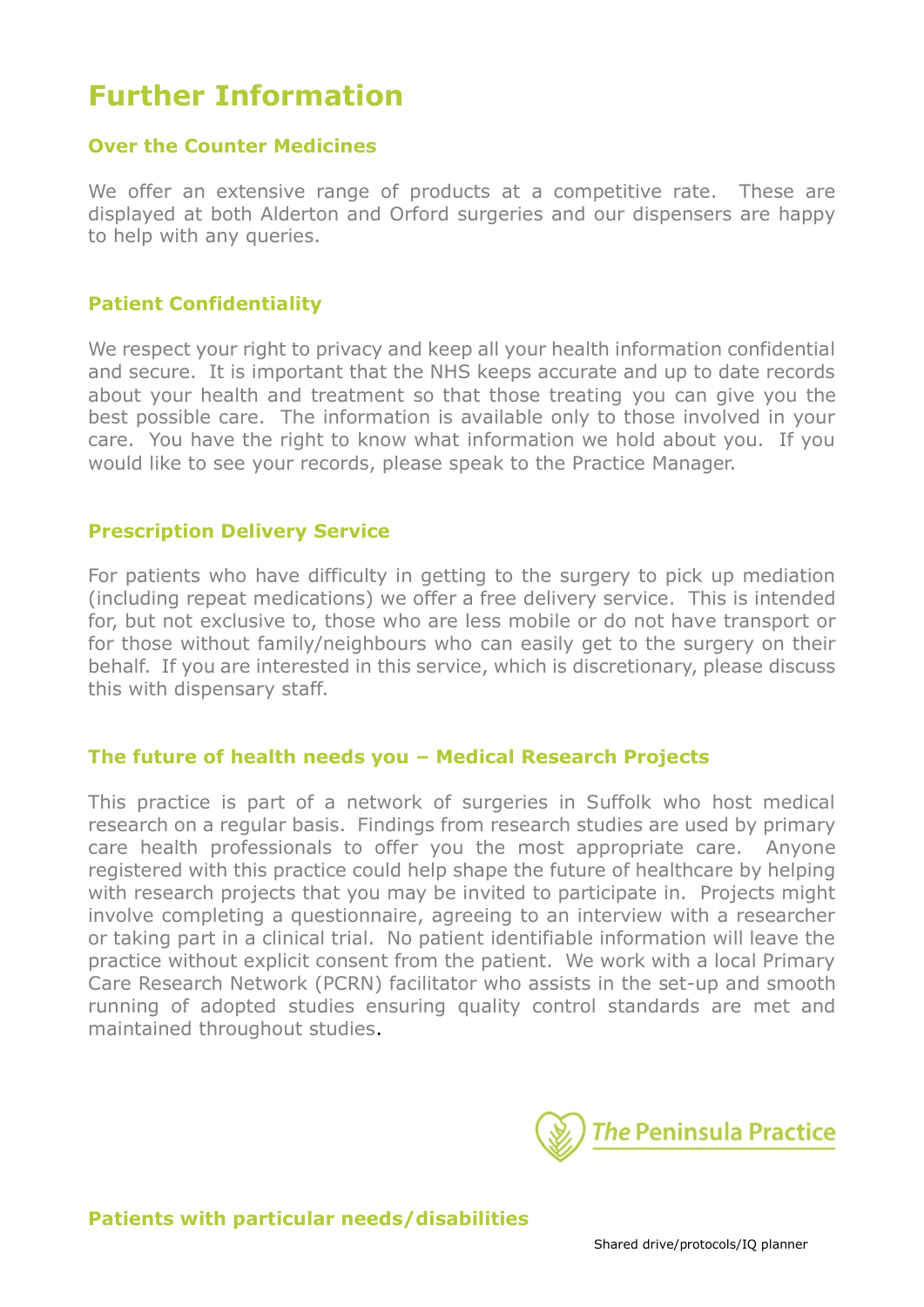# Further Information

### Over the Counter Medicines

We offer an extensive range of products at a competitive rate. These are displayed at both Alderton and Orford surgeries and our dispensers are happy to help with any queries.

### Patient Confidentiality

We respect your right to privacy and keep all your health information confidential and secure. It is important that the NHS keeps accurate and up to date records about your health and treatment so that those treating you can give you the best possible care. The information is available only to those involved in your care. You have the right to know what information we hold about you. If you would like to see your records, please speak to the Practice Manager.

### Prescription Delivery Service

For patients who have difficulty in getting to the surgery to pick up mediation (including repeat medications) we offer a free delivery service. This is intended for, but not exclusive to, those who are less mobile or do not have transport or for those without family/neighbours who can easily get to the surgery on their behalf. If you are interested in this service, which is discretionary, please discuss this with dispensary staff.

### The future of health needs you – Medical Research Projects

This practice is part of a network of surgeries in Suffolk who host medical research on a regular basis. Findings from research studies are used by primary care health professionals to offer you the most appropriate care. Anyone registered with this practice could help shape the future of healthcare by helping with research projects that you may be invited to participate in. Projects might involve completing a questionnaire, agreeing to an interview with a researcher or taking part in a clinical trial. No patient identifiable information will leave the practice without explicit consent from the patient. We work with a local Primary Care Research Network (PCRN) facilitator who assists in the set-up and smooth running of adopted studies ensuring quality control standards are met and maintained throughout studies.

The Peninsula Practice

### Patients with particular needs/disabilities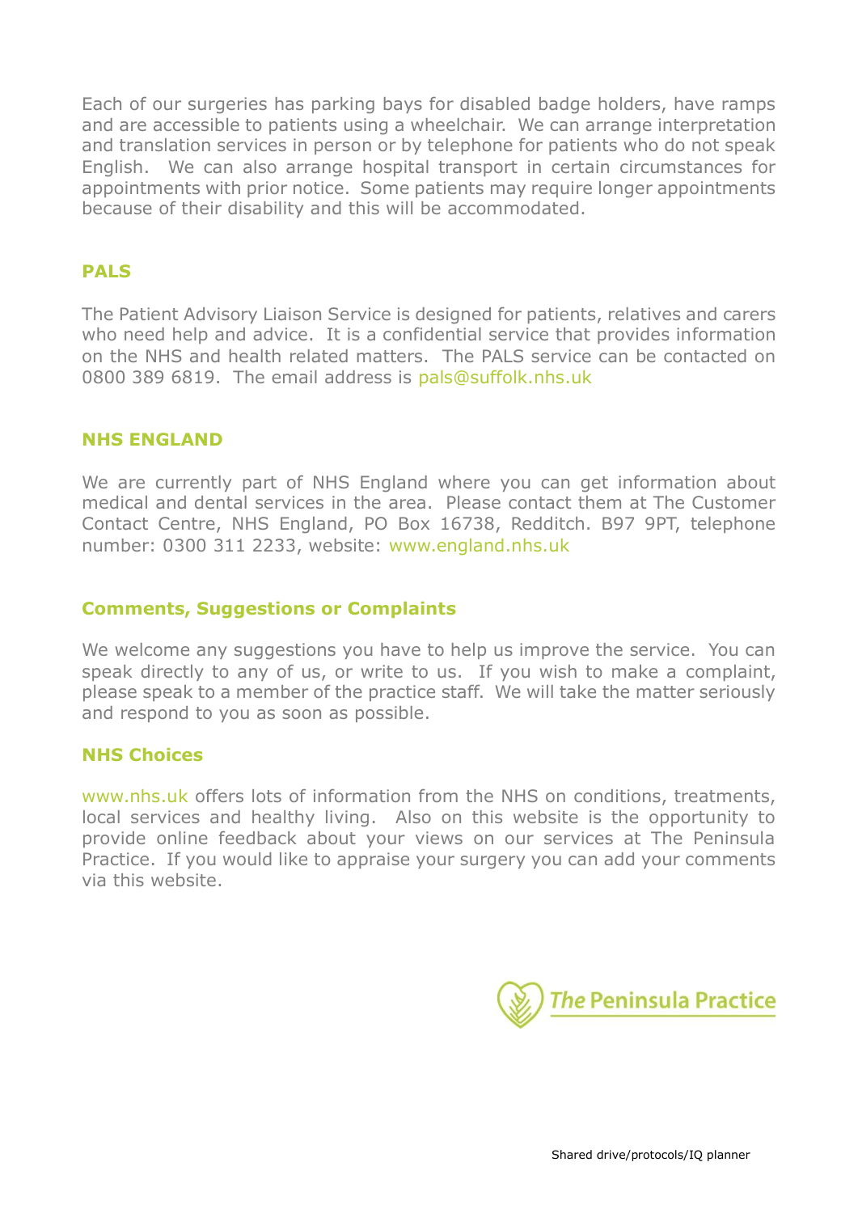Each of our surgeries has parking bays for disabled badge holders, have ramps and are accessible to patients using a wheelchair. We can arrange interpretation and translation services in person or by telephone for patients who do not speak English. We can also arrange hospital transport in certain circumstances for appointments with prior notice. Some patients may require longer appointments because of their disability and this will be accommodated.

## PALS

The Patient Advisory Liaison Service is designed for patients, relatives and carers who need help and advice. It is a confidential service that provides information on the NHS and health related matters. The PALS service can be contacted on 0800 389 6819. The email address is pals@suffolk.nhs.uk

## NHS ENGLAND

We are currently part of NHS England where you can get information about medical and dental services in the area. Please contact them at The Customer Contact Centre, NHS England, PO Box 16738, Redditch. B97 9PT, telephone number: 0300 311 2233, website: www.england.nhs.uk

## Comments, Suggestions or Complaints

We welcome any suggestions you have to help us improve the service. You can speak directly to any of us, or write to us. If you wish to make a complaint, please speak to a member of the practice staff. We will take the matter seriously and respond to you as soon as possible.

## NHS Choices

www.nhs.uk offers lots of information from the NHS on conditions, treatments, local services and healthy living. Also on this website is the opportunity to provide online feedback about your views on our services at The Peninsula Practice. If you would like to appraise your surgery you can add your comments via this website.

*The Peninsula Practice*

Shared drive/protocols/IQ planner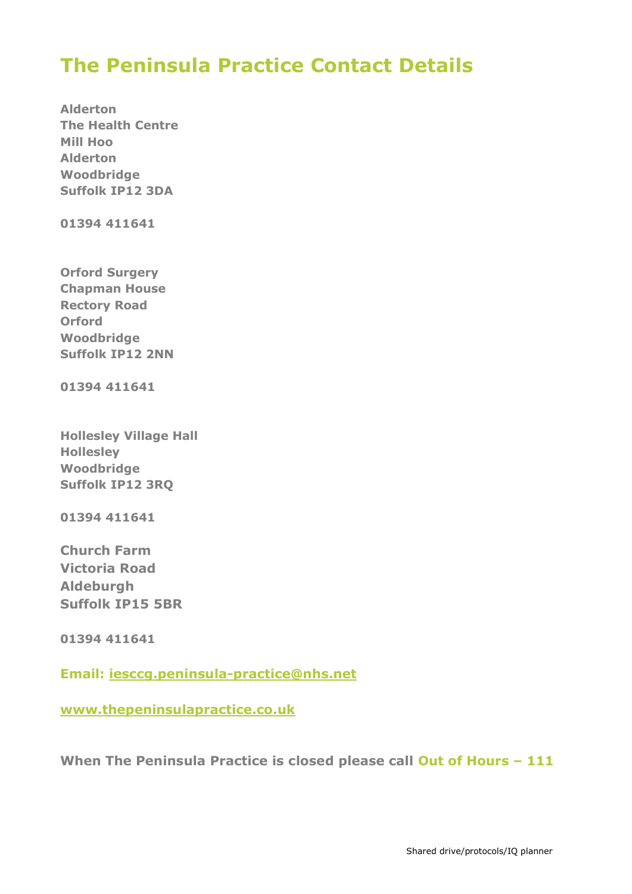# The Peninsula Practice Contact Details

**Alderton**
**The Health Centre**
**Mill Hoo**
**Alderton**
**Woodbridge**
**Suffolk IP12 3DA**

**01394 411641**

**Orford Surgery**
**Chapman House**
**Rectory Road**
**Orford**
**Woodbridge**
**Suffolk IP12 2NN**

**01394 411641**

**Hollesley Village Hall**
**Hollesley**
**Woodbridge**
**Suffolk IP12 3RQ**

**01394 411641**

**Church Farm**
**Victoria Road**
**Aldeburgh**
**Suffolk IP15 5BR**

**01394 411641**

**Email: iesccg.peninsula-practice@nhs.net**

**www.thepeninsulapractice.co.uk**

**When The Peninsula Practice is closed please call Out of Hours – 111**

Shared drive/protocols/IQ planner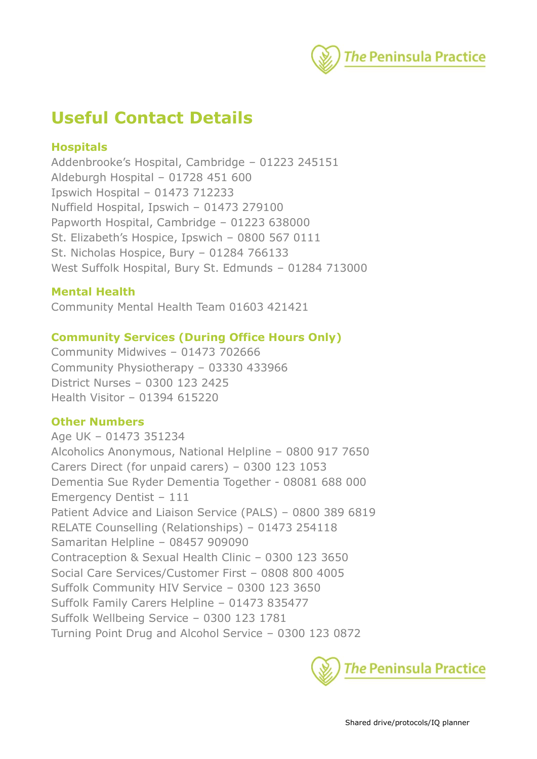# Useful Contact Details

### Hospitals

Addenbrooke's Hospital, Cambridge – 01223 245151
Aldeburgh Hospital – 01728 451 600
Ipswich Hospital – 01473 712233
Nuffield Hospital, Ipswich – 01473 279100
Papworth Hospital, Cambridge – 01223 638000
St. Elizabeth's Hospice, Ipswich – 0800 567 0111
St. Nicholas Hospice, Bury – 01284 766133
West Suffolk Hospital, Bury St. Edmunds – 01284 713000

### Mental Health

Community Mental Health Team 01603 421421

### Community Services (During Office Hours Only)

Community Midwives – 01473 702666
Community Physiotherapy – 03330 433966
District Nurses – 0300 123 2425
Health Visitor – 01394 615220

### Other Numbers

Age UK – 01473 351234
Alcoholics Anonymous, National Helpline – 0800 917 7650
Carers Direct (for unpaid carers) – 0300 123 1053
Dementia Sue Ryder Dementia Together - 08081 688 000
Emergency Dentist – 111
Patient Advice and Liaison Service (PALS) – 0800 389 6819
RELATE Counselling (Relationships) – 01473 254118
Samaritan Helpline – 08457 909090
Contraception & Sexual Health Clinic – 0300 123 3650
Social Care Services/Customer First – 0808 800 4005
Suffolk Community HIV Service – 0300 123 3650
Suffolk Family Carers Helpline – 01473 835477
Suffolk Wellbeing Service – 0300 123 1781
Turning Point Drug and Alcohol Service – 0300 123 0872

Shared drive/protocols/IQ planner